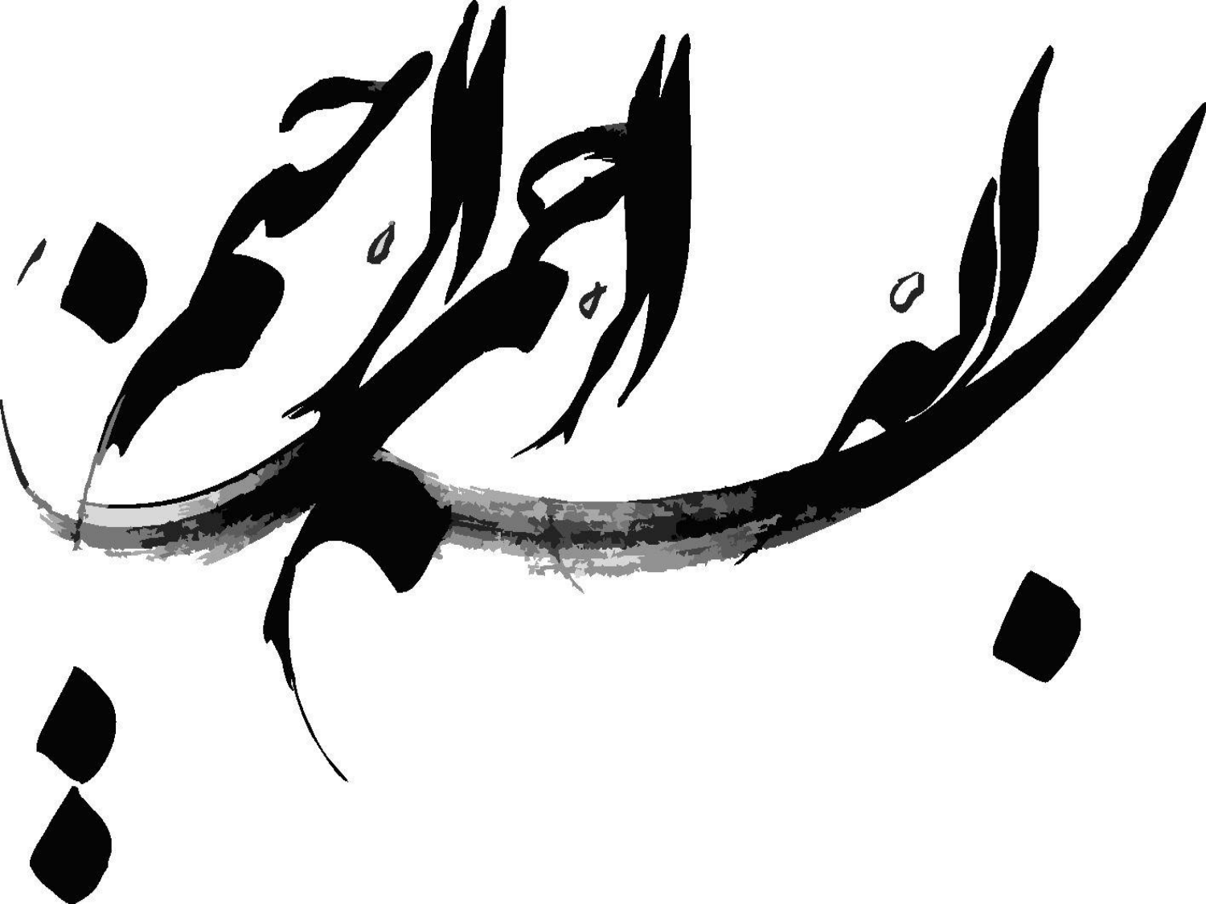بسم الله الرحمن الرحیم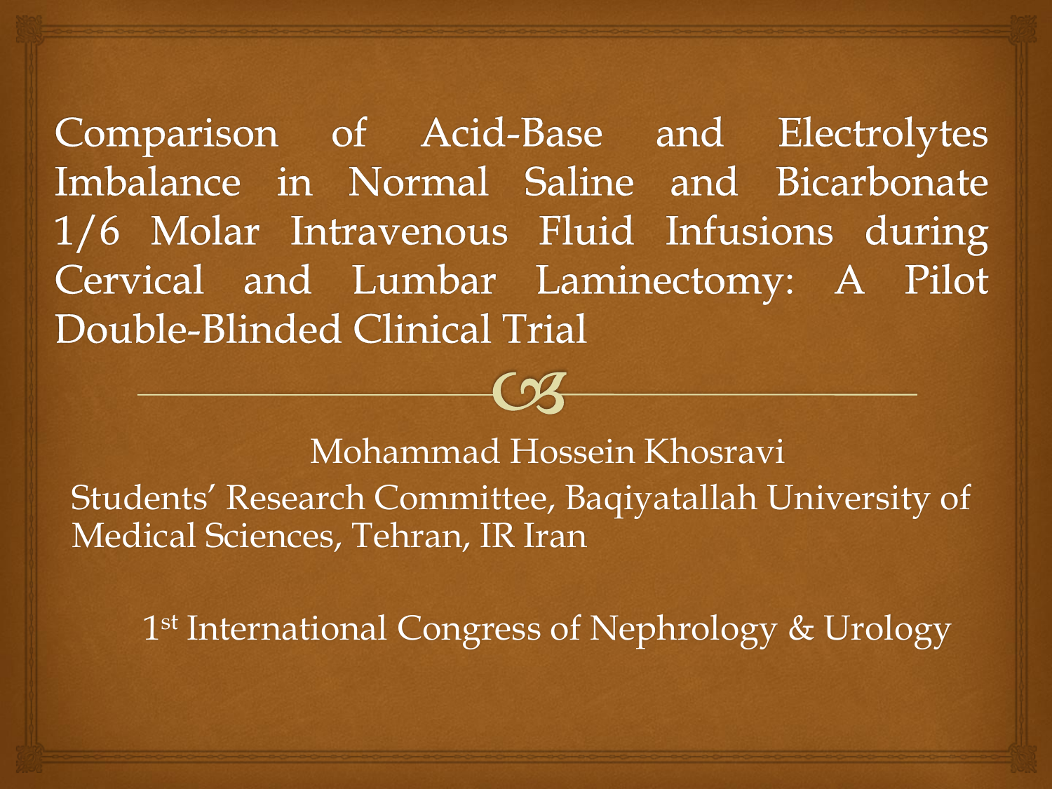# Comparison of Acid-Base and Electrolytes Imbalance in Normal Saline and Bicarbonate 1/6 Molar Intravenous Fluid Infusions during Cervical and Lumbar Laminectomy: A Pilot Double-Blinded Clinical Trial

Mohammad Hossein Khosravi

Students' Research Committee, Baqiyatallah University of Medical Sciences, Tehran, IR Iran

1st International Congress of Nephrology & Urology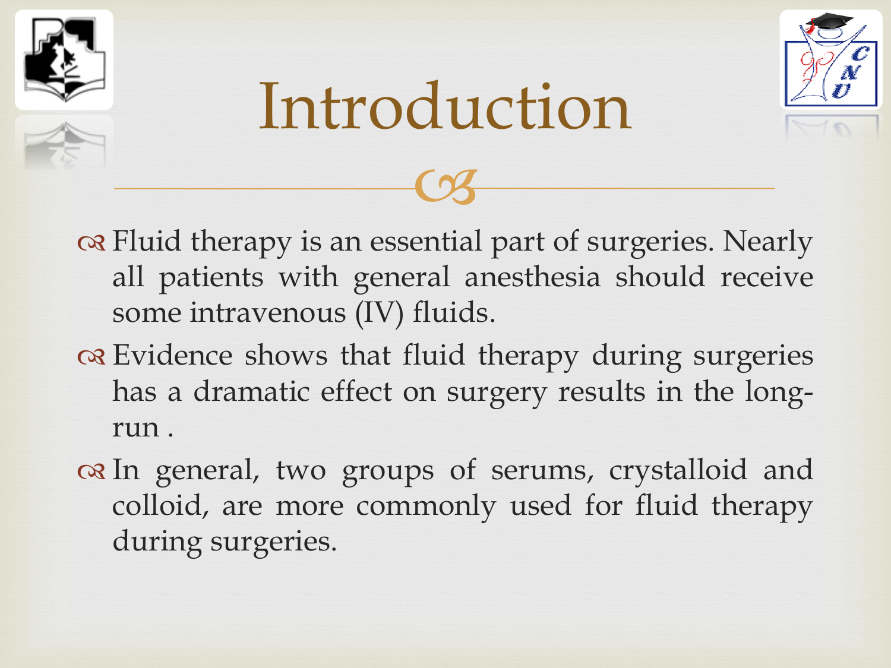# Introduction

- Fluid therapy is an essential part of surgeries. Nearly all patients with general anesthesia should receive some intravenous (IV) fluids.
- Evidence shows that fluid therapy during surgeries has a dramatic effect on surgery results in the long-run .
- In general, two groups of serums, crystalloid and colloid, are more commonly used for fluid therapy during surgeries.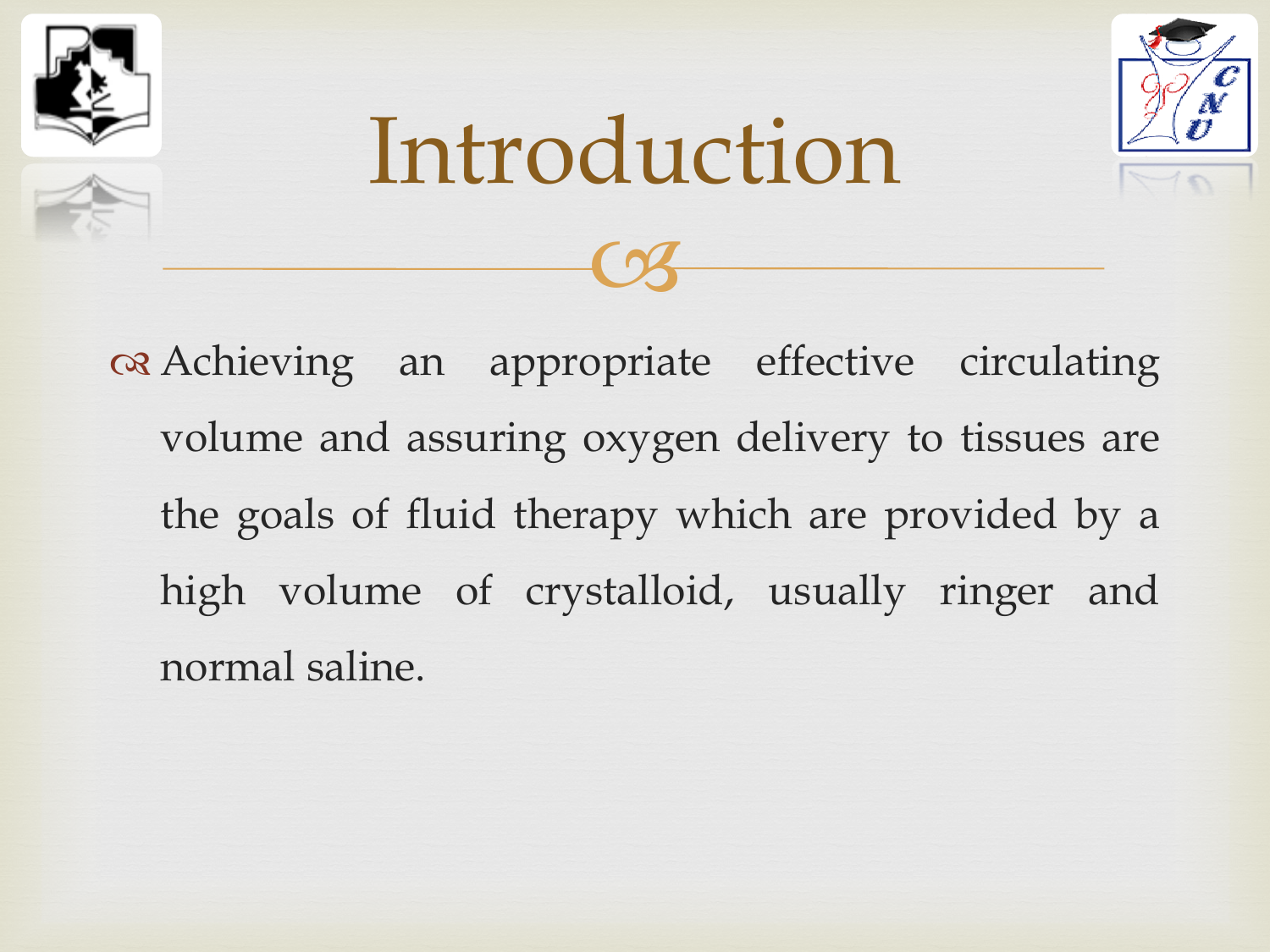# Introduction

- Achieving an appropriate effective circulating volume and assuring oxygen delivery to tissues are the goals of fluid therapy which are provided by a high volume of crystalloid, usually ringer and normal saline.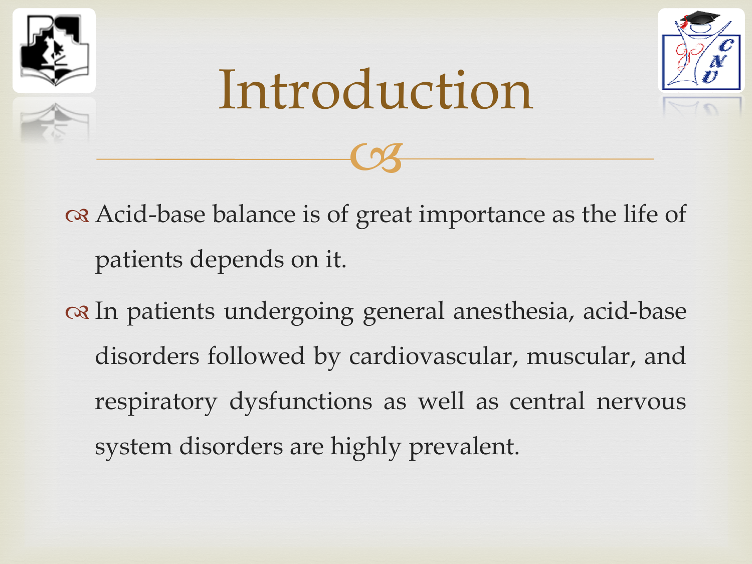# Introduction

- Acid-base balance is of great importance as the life of patients depends on it.
- In patients undergoing general anesthesia, acid-base disorders followed by cardiovascular, muscular, and respiratory dysfunctions as well as central nervous system disorders are highly prevalent.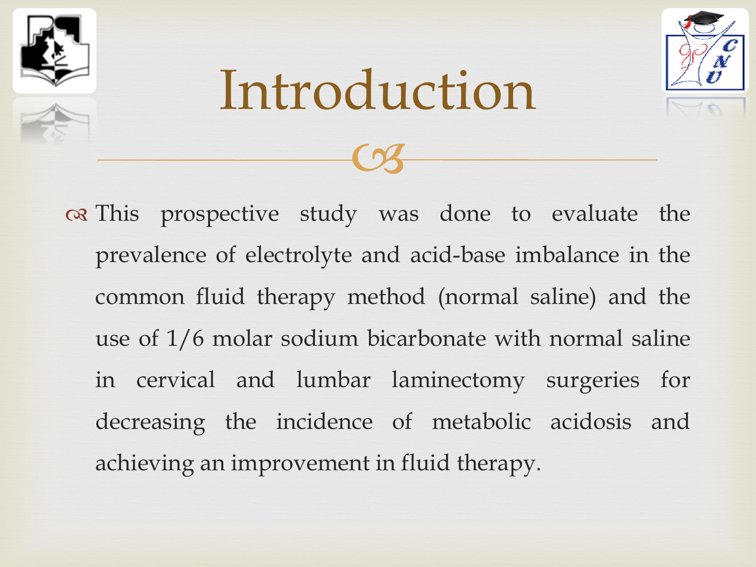# Introduction

- This prospective study was done to evaluate the prevalence of electrolyte and acid-base imbalance in the common fluid therapy method (normal saline) and the use of 1/6 molar sodium bicarbonate with normal saline in cervical and lumbar laminectomy surgeries for decreasing the incidence of metabolic acidosis and achieving an improvement in fluid therapy.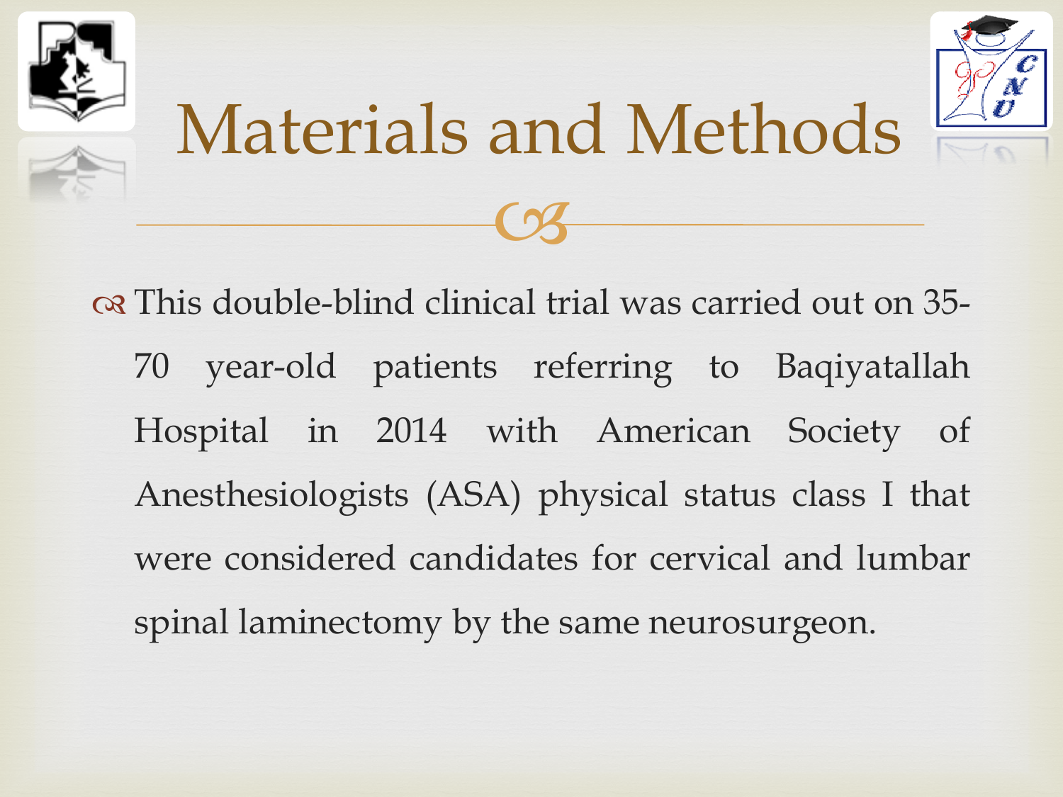# Materials and Methods

- This double-blind clinical trial was carried out on 35-70 year-old patients referring to Baqiyatallah Hospital in 2014 with American Society of Anesthesiologists (ASA) physical status class I that were considered candidates for cervical and lumbar spinal laminectomy by the same neurosurgeon.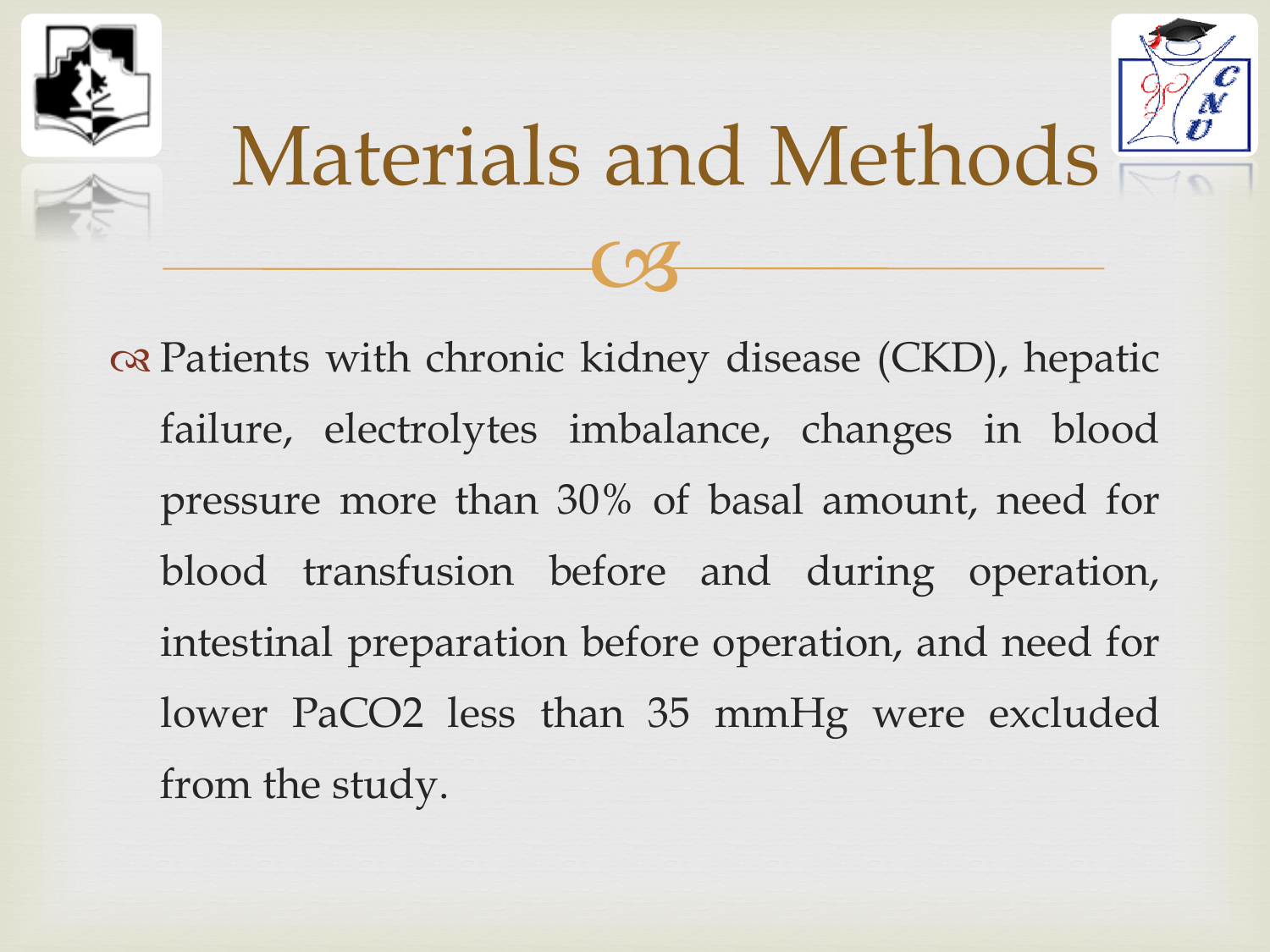# Materials and Methods

- Patients with chronic kidney disease (CKD), hepatic failure, electrolytes imbalance, changes in blood pressure more than 30% of basal amount, need for blood transfusion before and during operation, intestinal preparation before operation, and need for lower $PaCO_2$ less than 35 mmHg were excluded from the study.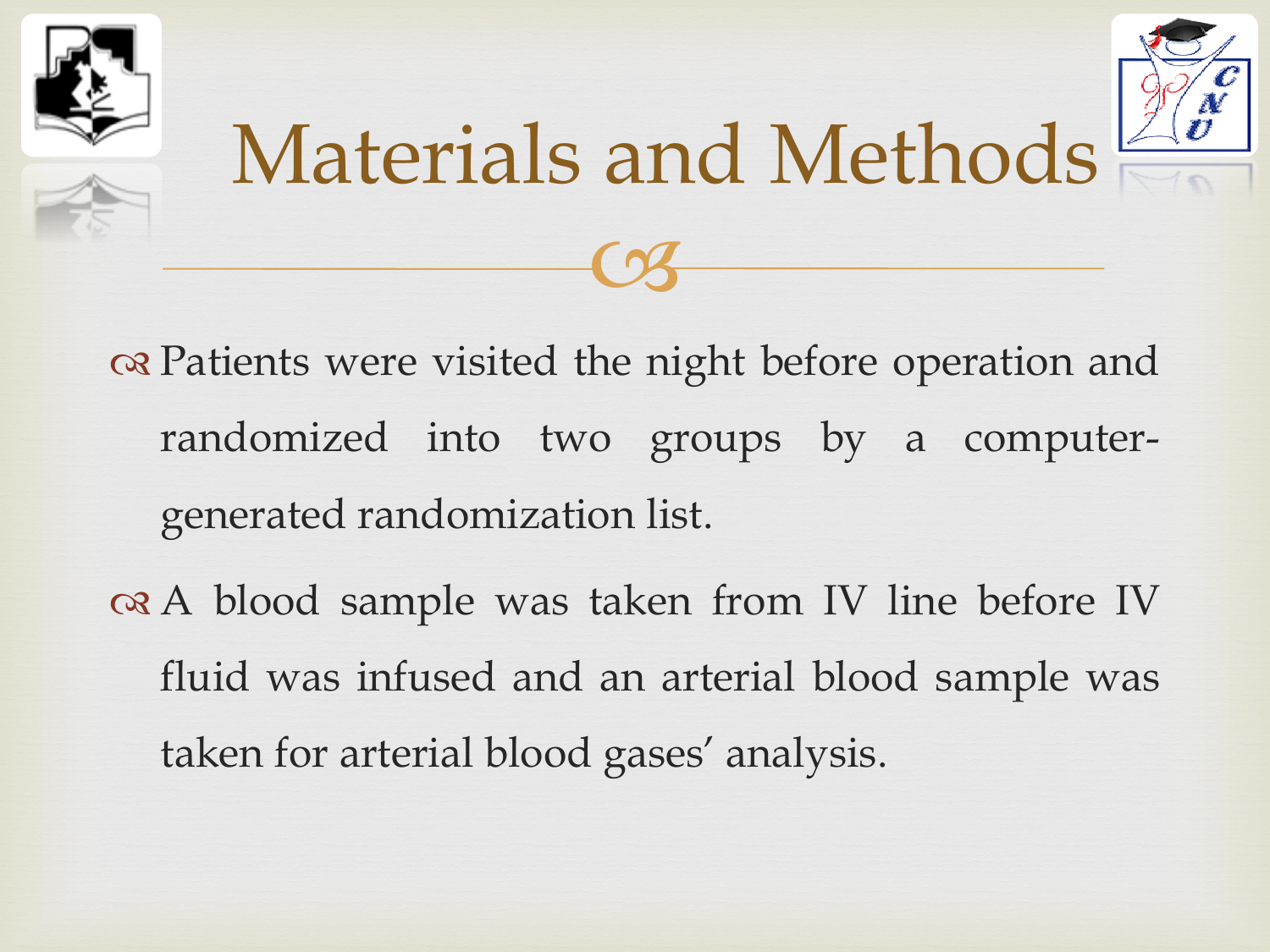# Materials and Methods

- Patients were visited the night before operation and randomized into two groups by a computer-generated randomization list.
- A blood sample was taken from IV line before IV fluid was infused and an arterial blood sample was taken for arterial blood gases' analysis.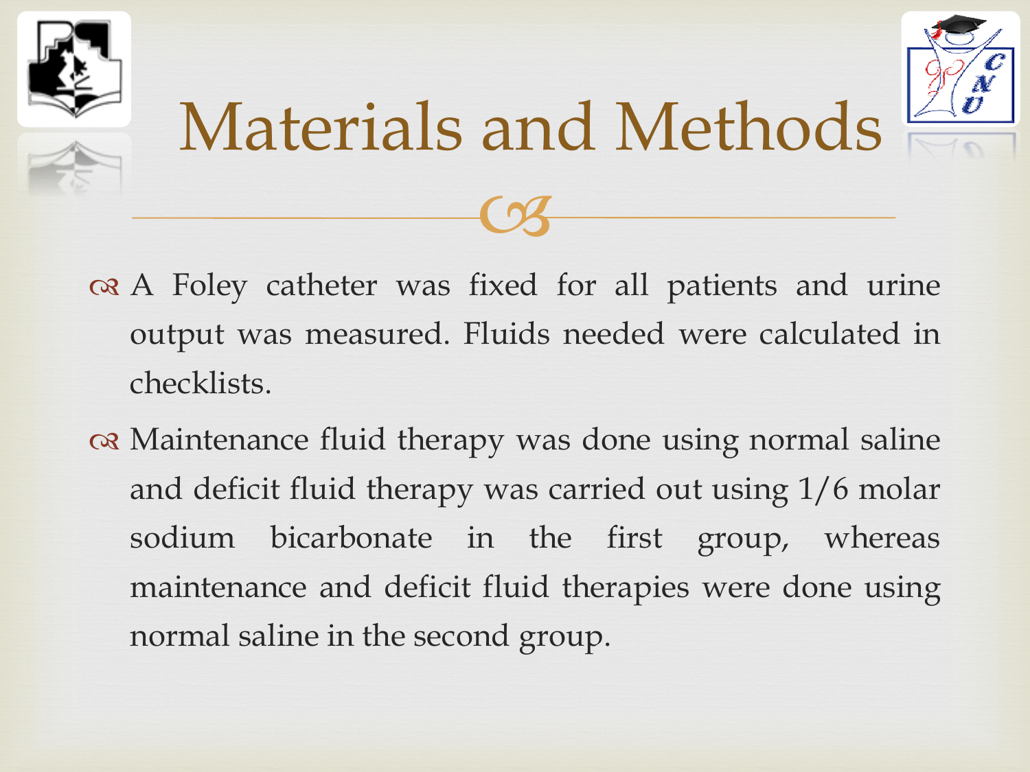# Materials and Methods

- A Foley catheter was fixed for all patients and urine output was measured. Fluids needed were calculated in checklists.
- Maintenance fluid therapy was done using normal saline and deficit fluid therapy was carried out using 1/6 molar sodium bicarbonate in the first group, whereas maintenance and deficit fluid therapies were done using normal saline in the second group.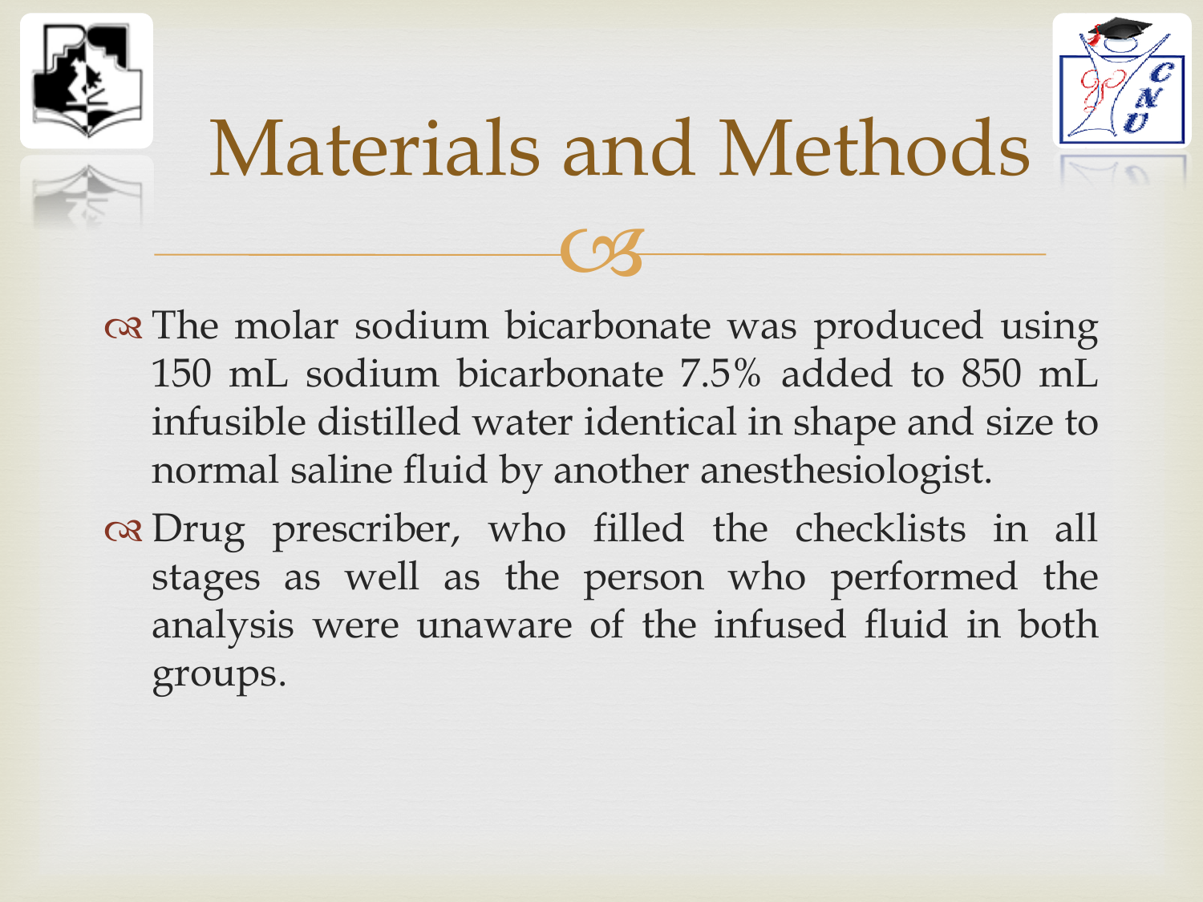# Materials and Methods

- The molar sodium bicarbonate was produced using 150 mL sodium bicarbonate 7.5% added to 850 mL infusible distilled water identical in shape and size to normal saline fluid by another anesthesiologist.
- Drug prescriber, who filled the checklists in all stages as well as the person who performed the analysis were unaware of the infused fluid in both groups.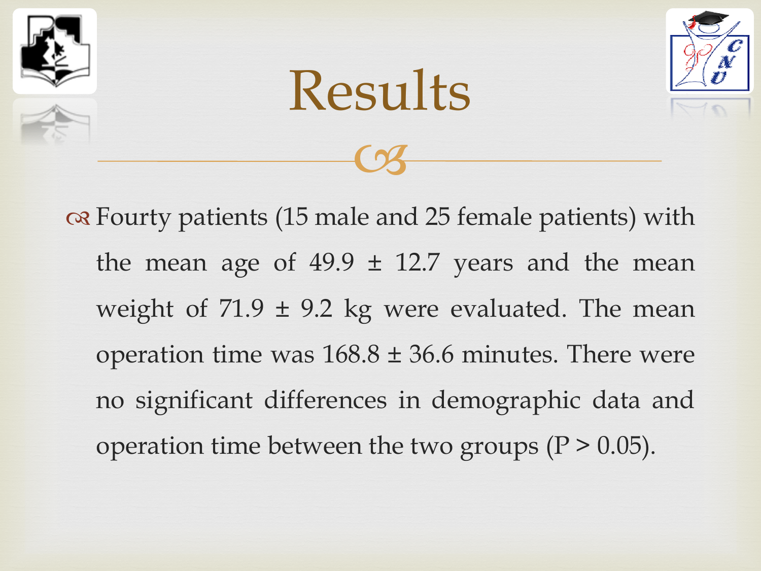# Results

- Fourty patients (15 male and 25 female patients) with the mean age of 49.9 ± 12.7 years and the mean weight of 71.9 ± 9.2 kg were evaluated. The mean operation time was 168.8 ± 36.6 minutes. There were no significant differences in demographic data and operation time between the two groups ($P > 0.05$).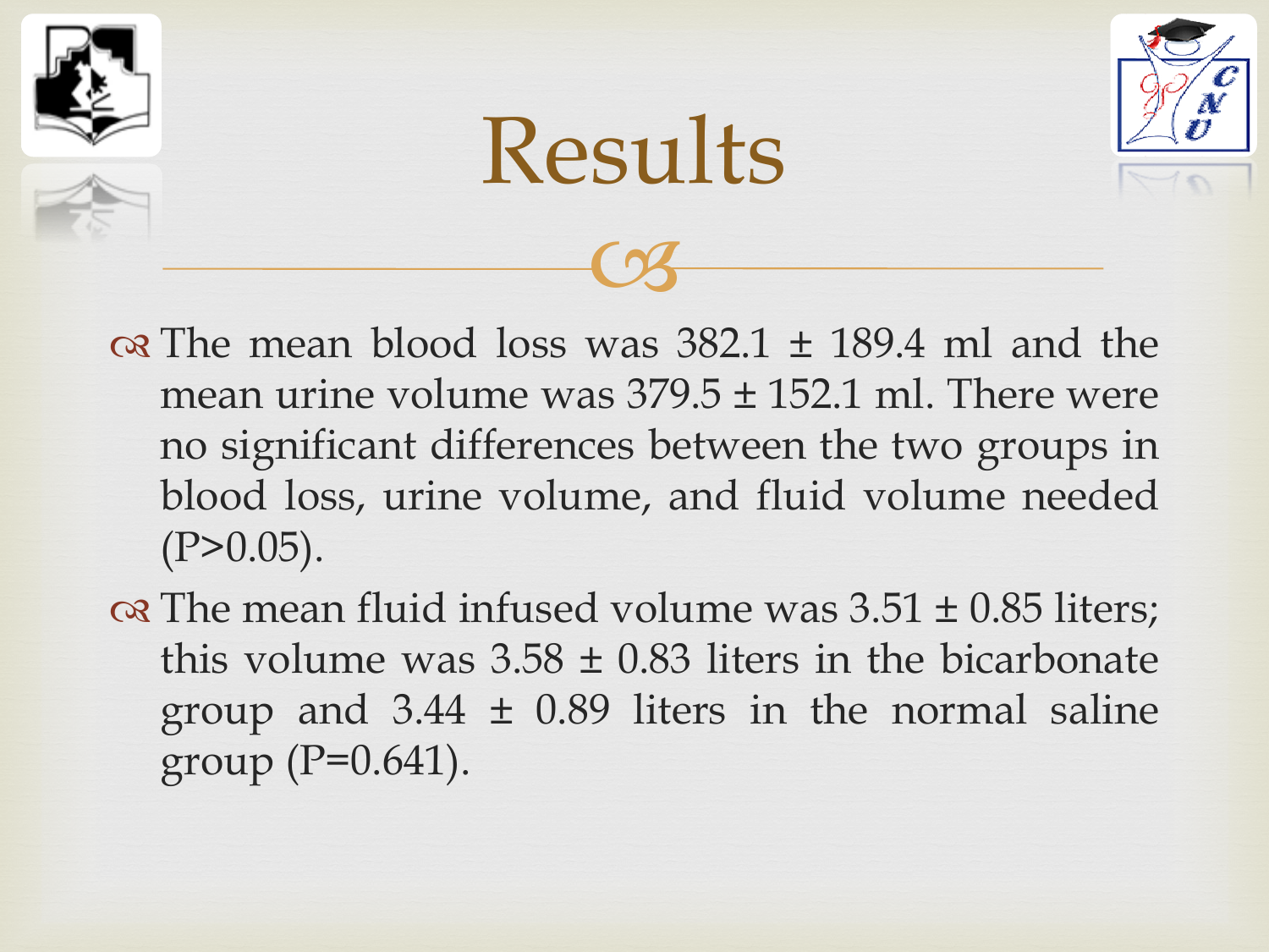# Results

- The mean blood loss was 382.1 ± 189.4 ml and the mean urine volume was 379.5 ± 152.1 ml. There were no significant differences between the two groups in blood loss, urine volume, and fluid volume needed ($P>0.05$).
- The mean fluid infused volume was 3.51 ± 0.85 liters; this volume was 3.58 ± 0.83 liters in the bicarbonate group and 3.44 ± 0.89 liters in the normal saline group ($P=0.641$).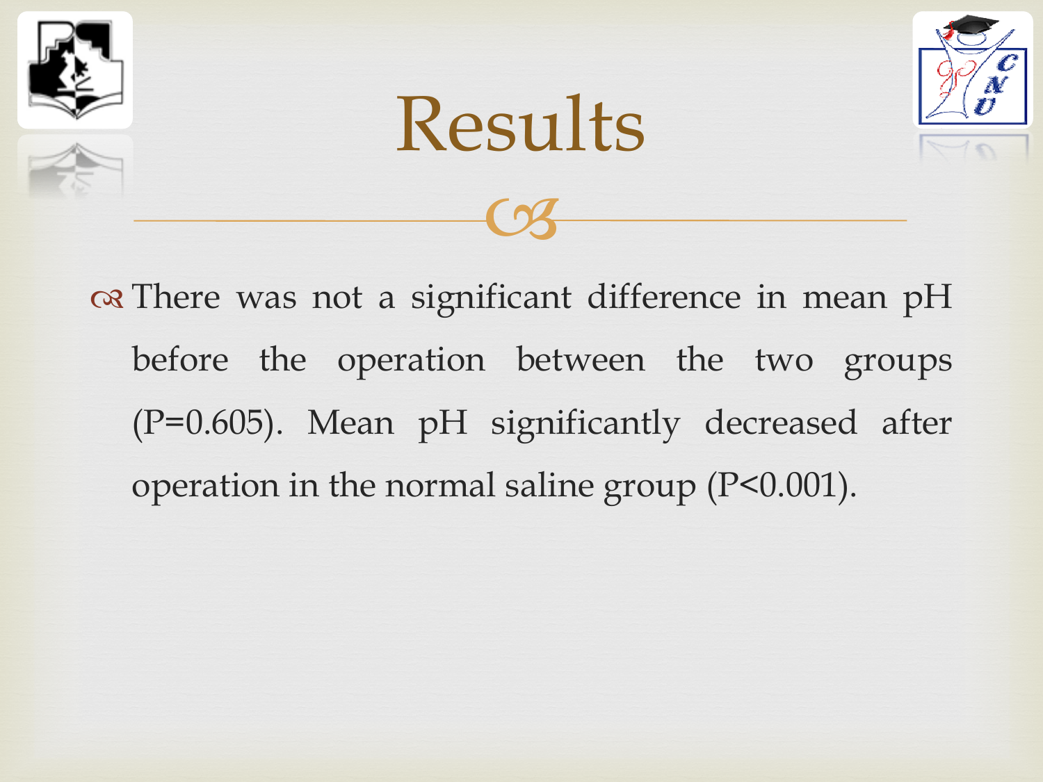# Results

- There was not a significant difference in mean pH before the operation between the two groups ($P=0.605$). Mean pH significantly decreased after operation in the normal saline group ($P<0.001$).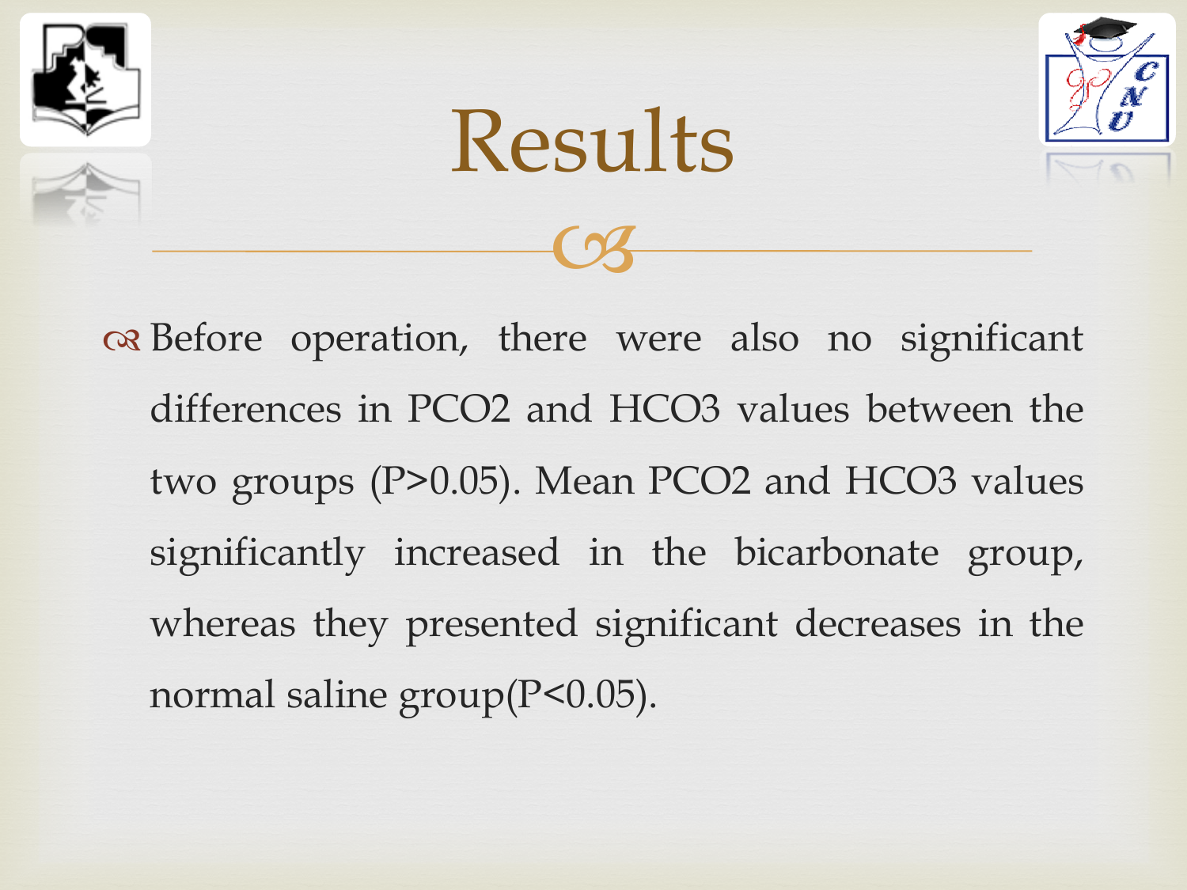# Results

- Before operation, there were also no significant differences in $PCO_2$ and $HCO_3$ values between the two groups ($P>0.05$). Mean $PCO_2$ and $HCO_3$ values significantly increased in the bicarbonate group, whereas they presented significant decreases in the normal saline group($P<0.05$).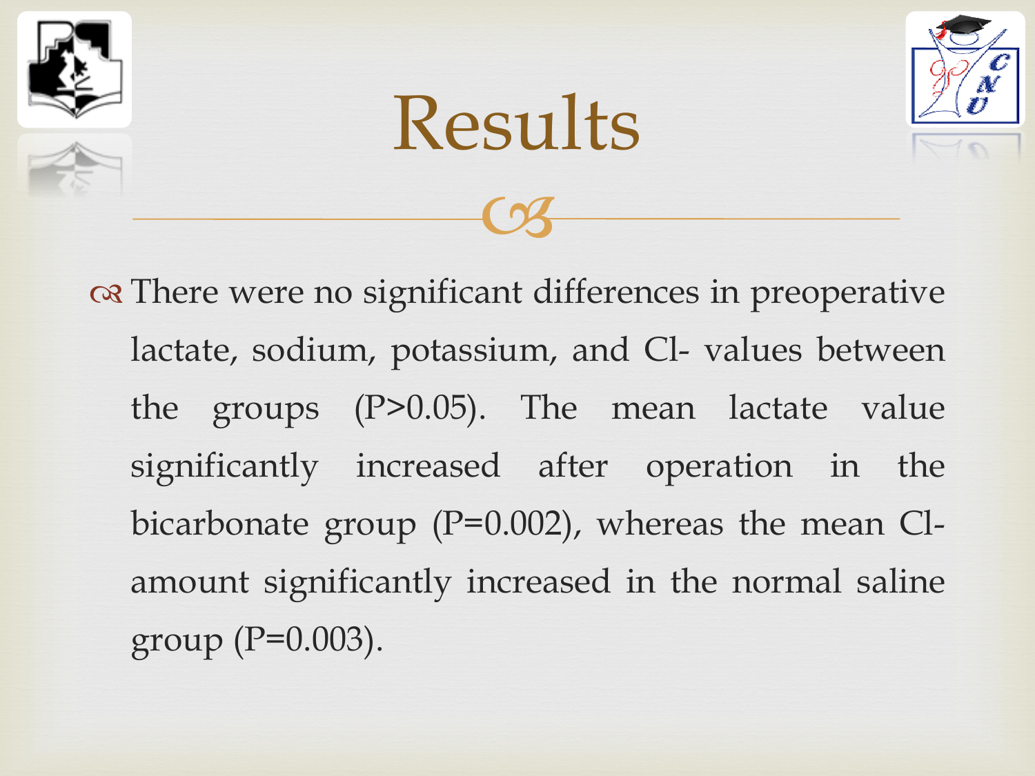# Results

- There were no significant differences in preoperative lactate, sodium, potassium, and Cl- values between the groups ($P>0.05$). The mean lactate value significantly increased after operation in the bicarbonate group ($P=0.002$), whereas the mean Cl- amount significantly increased in the normal saline group ($P=0.003$).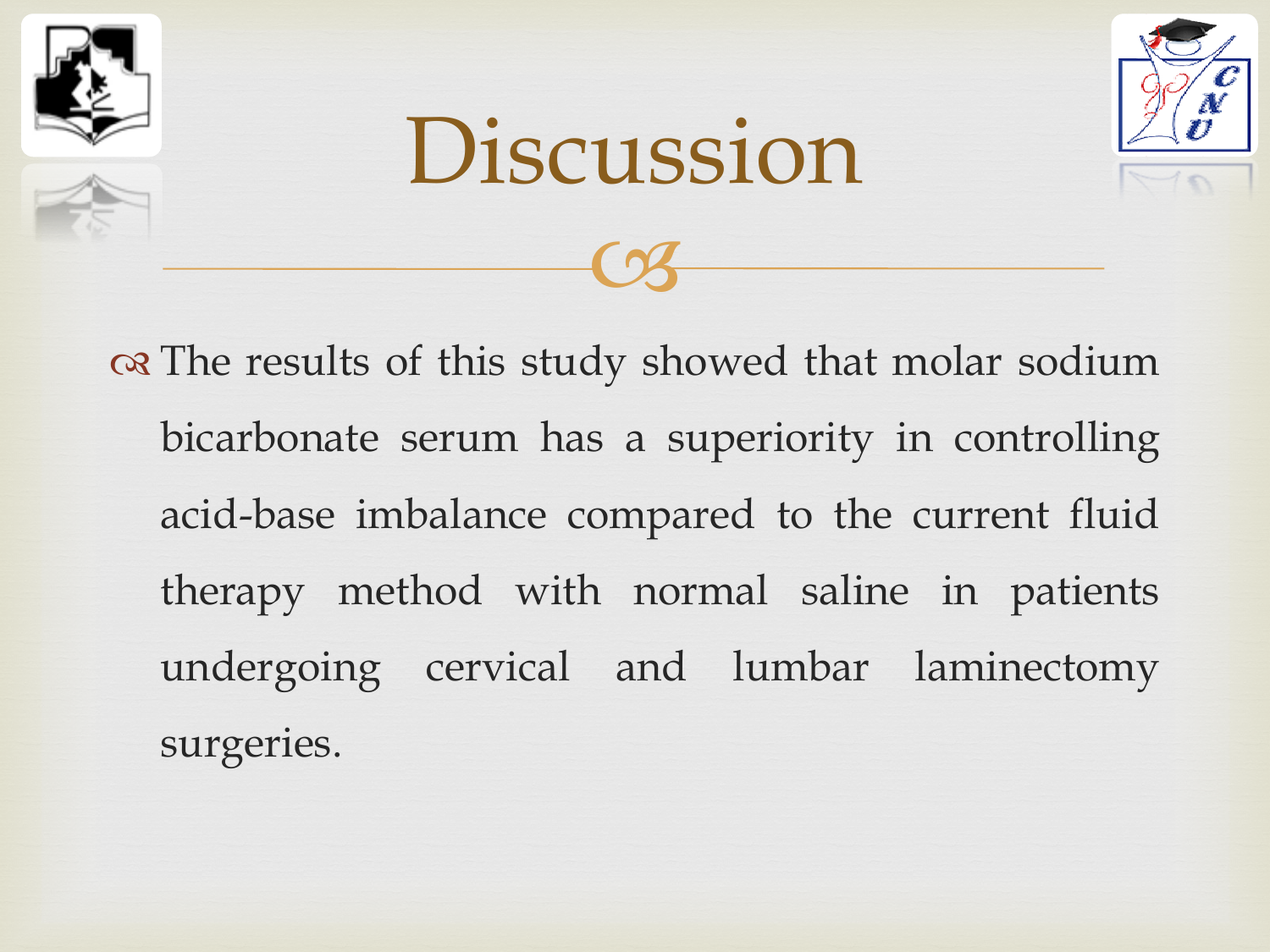# Discussion

- The results of this study showed that molar sodium bicarbonate serum has a superiority in controlling acid-base imbalance compared to the current fluid therapy method with normal saline in patients undergoing cervical and lumbar laminectomy surgeries.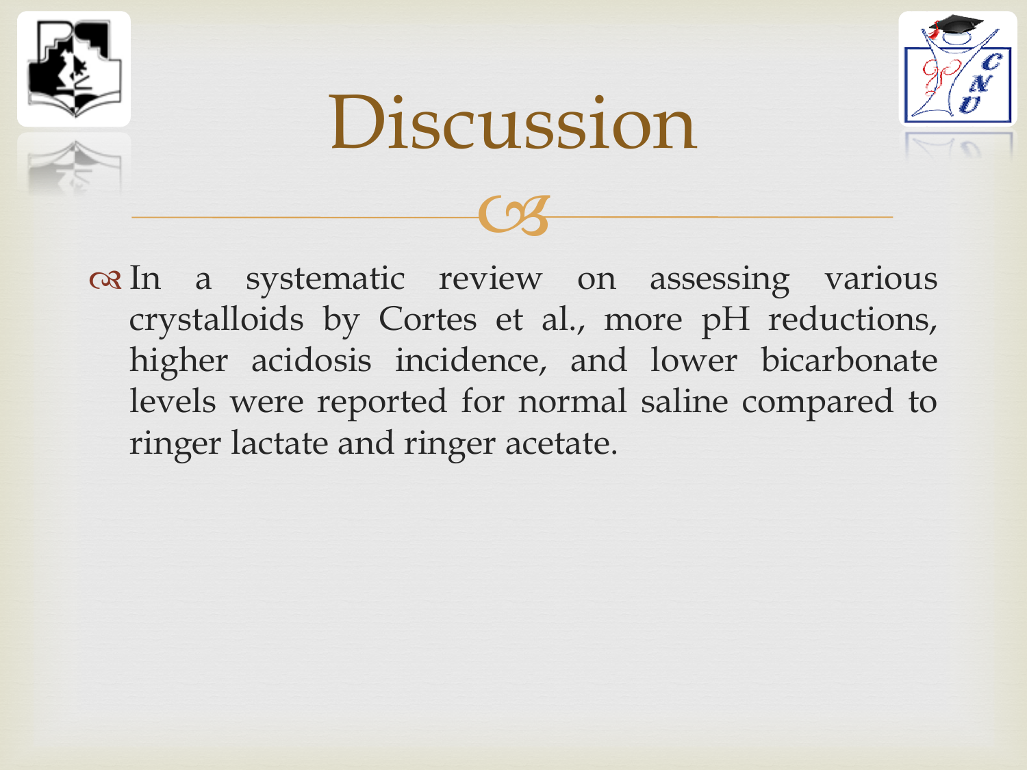# Discussion

- In a systematic review on assessing various crystalloids by Cortes et al., more pH reductions, higher acidosis incidence, and lower bicarbonate levels were reported for normal saline compared to ringer lactate and ringer acetate.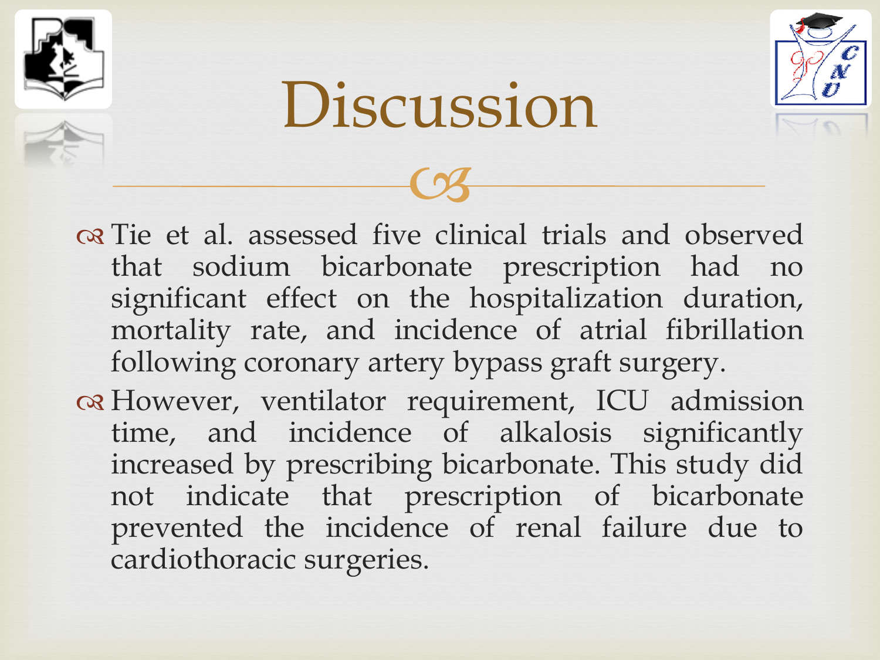# Discussion

- Tie et al. assessed five clinical trials and observed that sodium bicarbonate prescription had no significant effect on the hospitalization duration, mortality rate, and incidence of atrial fibrillation following coronary artery bypass graft surgery.
- However, ventilator requirement, ICU admission time, and incidence of alkalosis significantly increased by prescribing bicarbonate. This study did not indicate that prescription of bicarbonate prevented the incidence of renal failure due to cardiothoracic surgeries.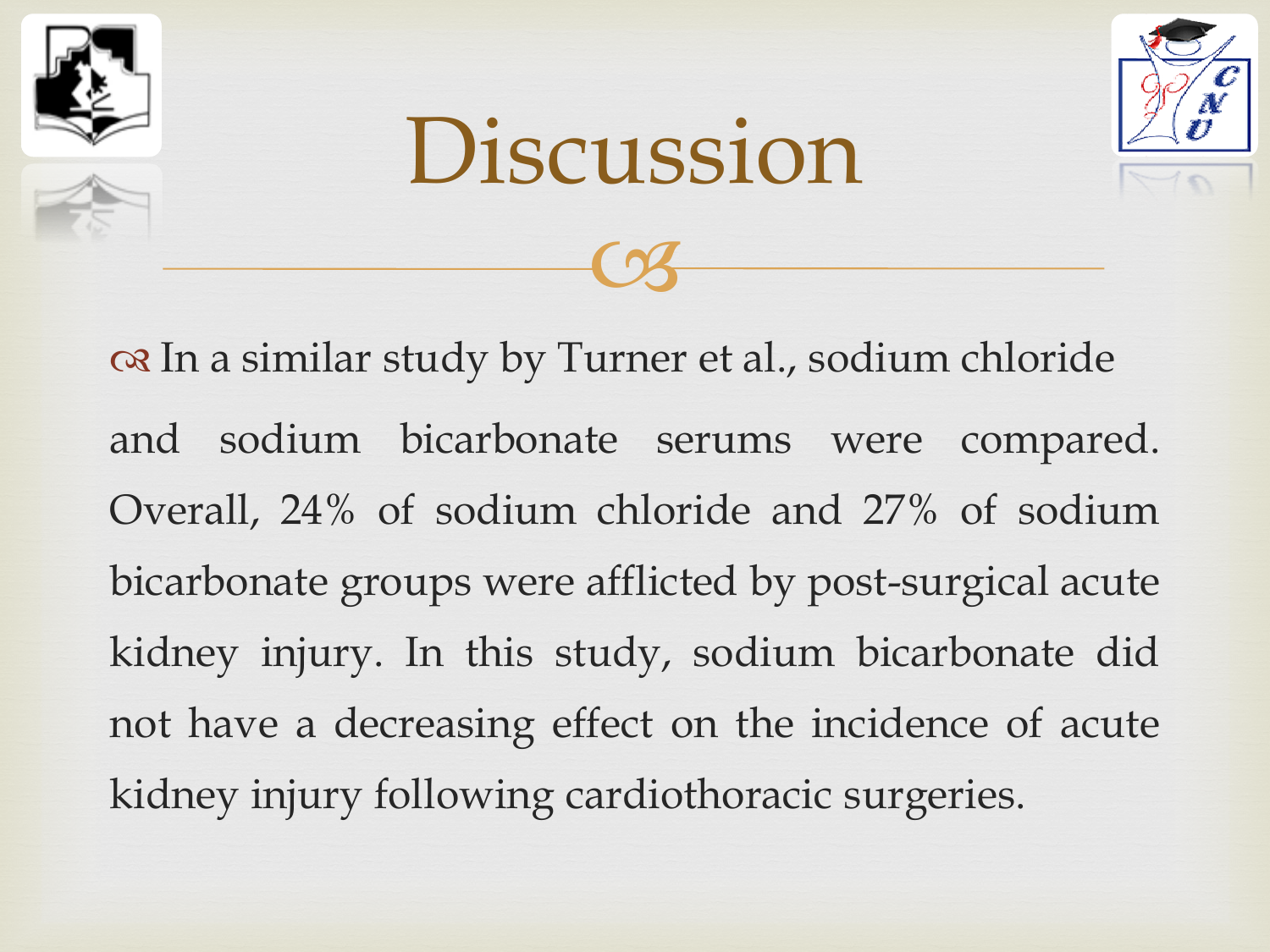# Discussion

- In a similar study by Turner et al., sodium chloride and sodium bicarbonate serums were compared. Overall, 24% of sodium chloride and 27% of sodium bicarbonate groups were afflicted by post-surgical acute kidney injury. In this study, sodium bicarbonate did not have a decreasing effect on the incidence of acute kidney injury following cardiothoracic surgeries.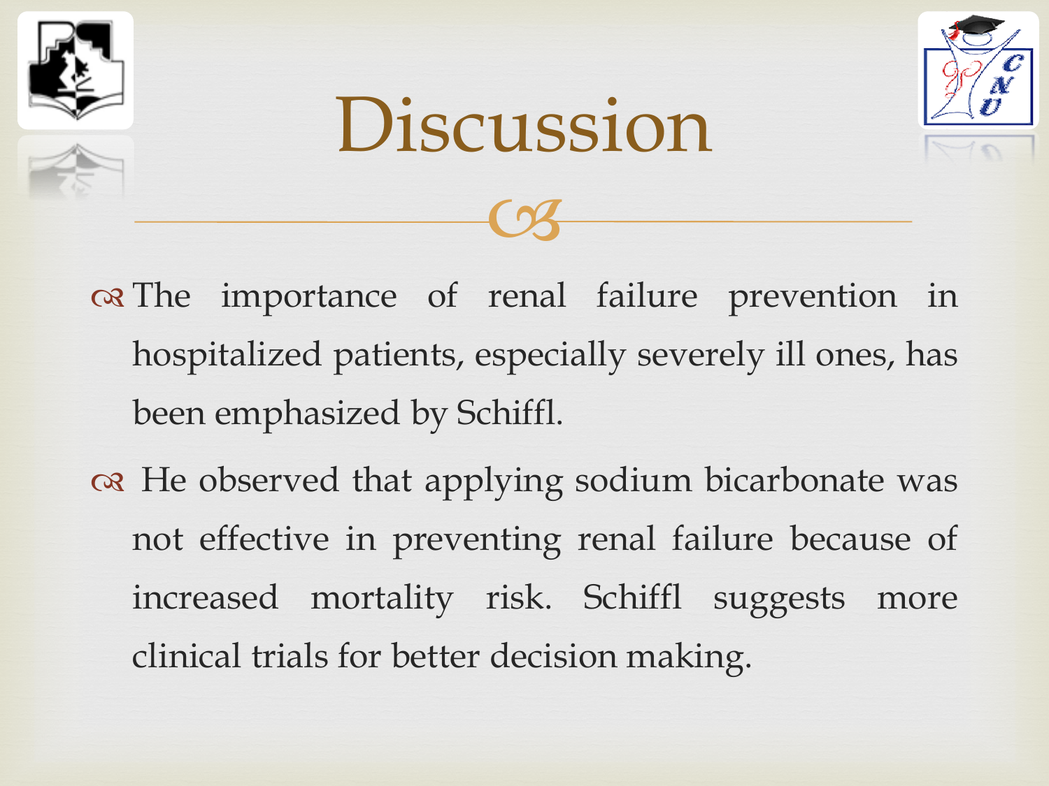# Discussion

- The importance of renal failure prevention in hospitalized patients, especially severely ill ones, has been emphasized by Schiffl.
- He observed that applying sodium bicarbonate was not effective in preventing renal failure because of increased mortality risk. Schiffl suggests more clinical trials for better decision making.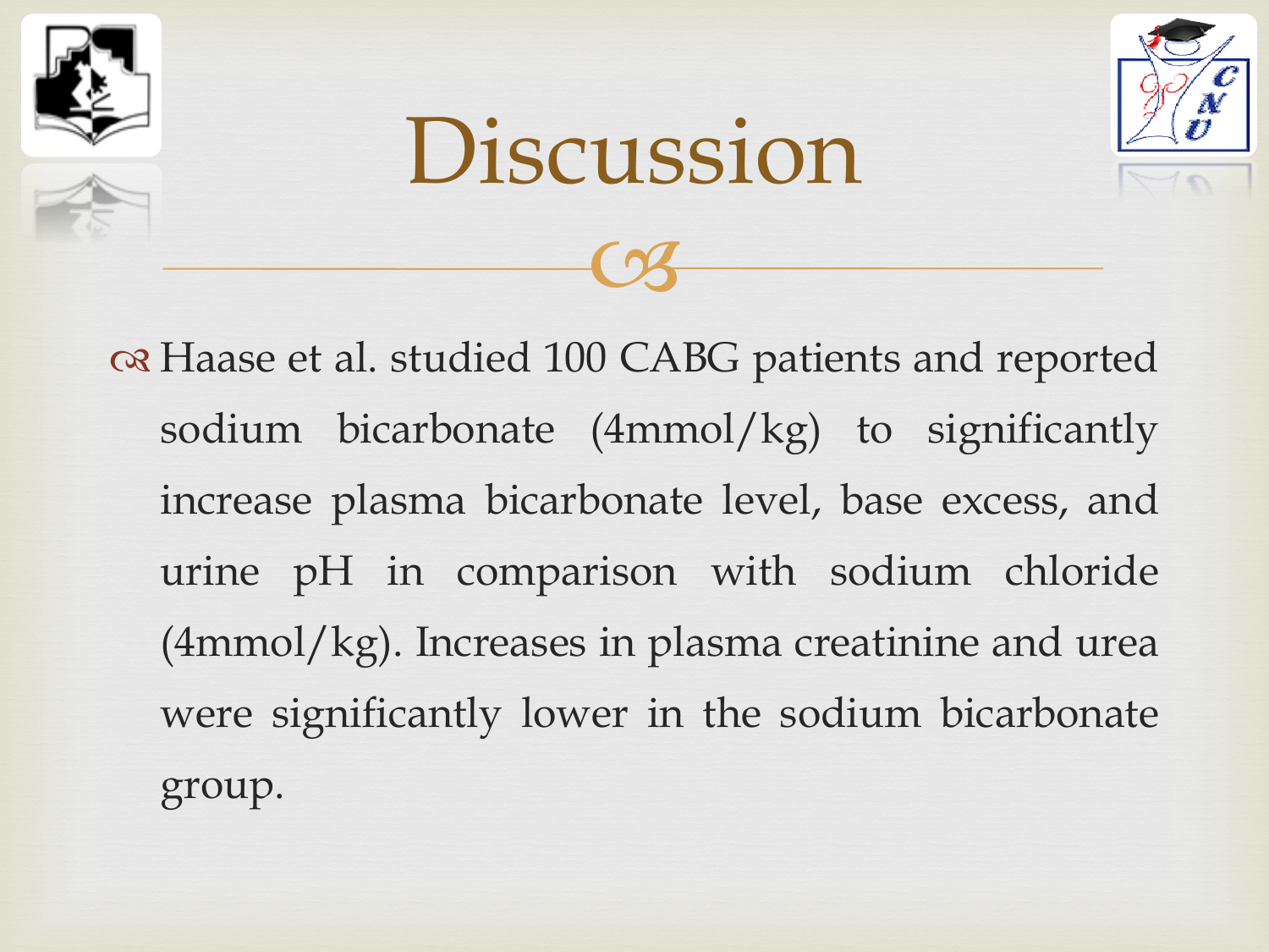# Discussion

- Haase et al. studied 100 CABG patients and reported sodium bicarbonate (4mmol/kg) to significantly increase plasma bicarbonate level, base excess, and urine pH in comparison with sodium chloride (4mmol/kg). Increases in plasma creatinine and urea were significantly lower in the sodium bicarbonate group.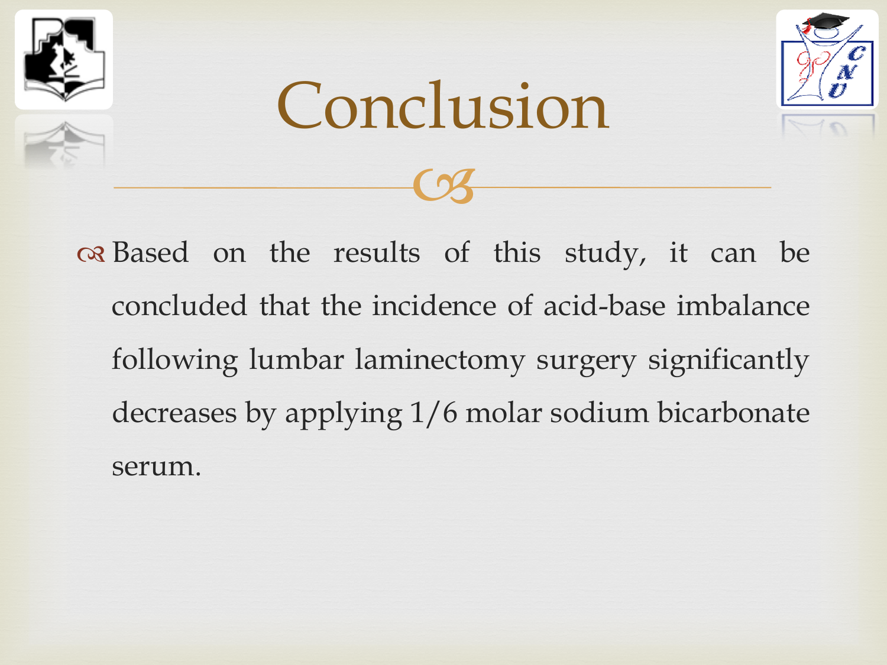# Conclusion

- Based on the results of this study, it can be concluded that the incidence of acid-base imbalance following lumbar laminectomy surgery significantly decreases by applying 1/6 molar sodium bicarbonate serum.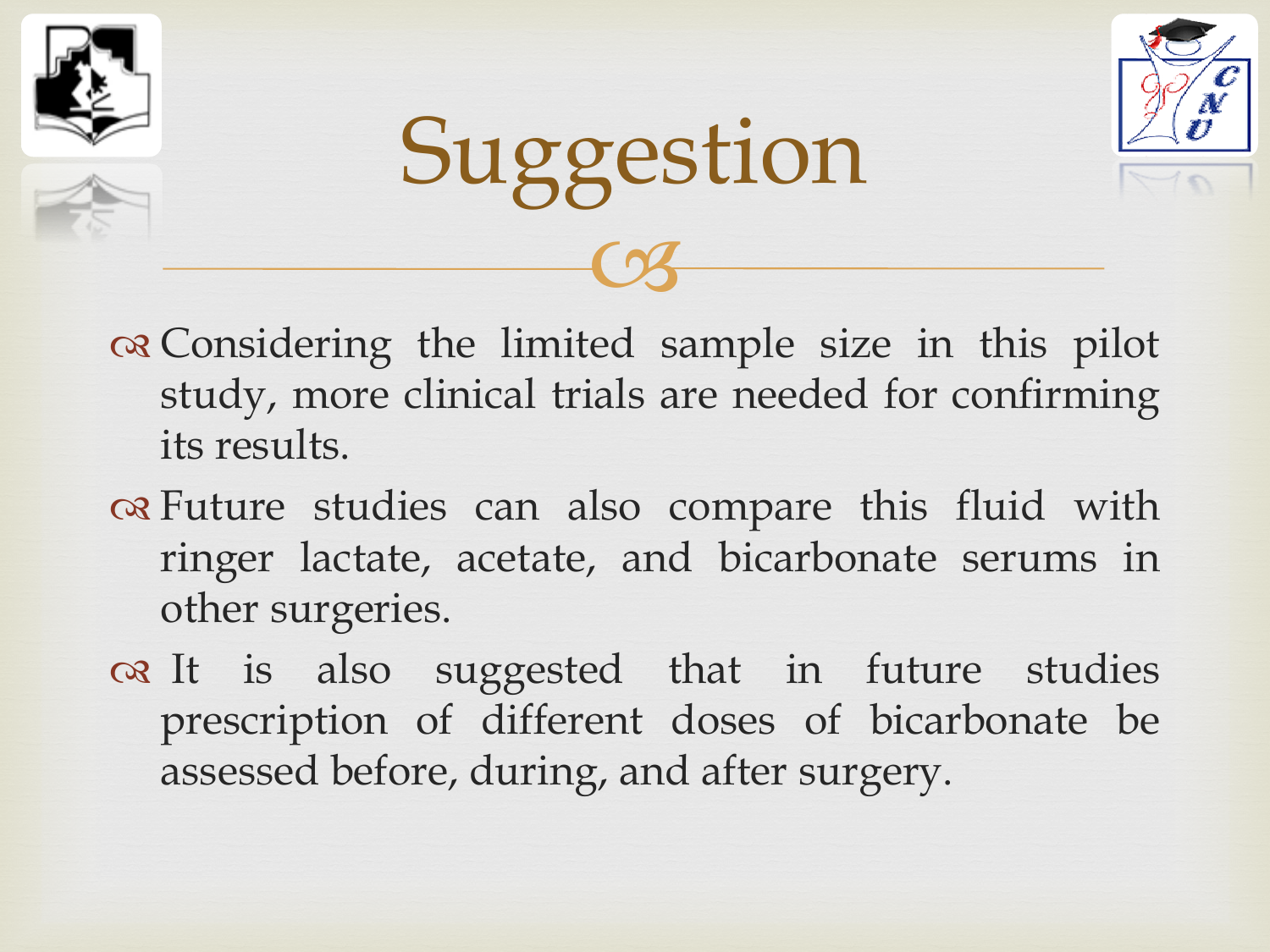# Suggestion

- Considering the limited sample size in this pilot study, more clinical trials are needed for confirming its results.
- Future studies can also compare this fluid with ringer lactate, acetate, and bicarbonate serums in other surgeries.
- It is also suggested that in future studies prescription of different doses of bicarbonate be assessed before, during, and after surgery.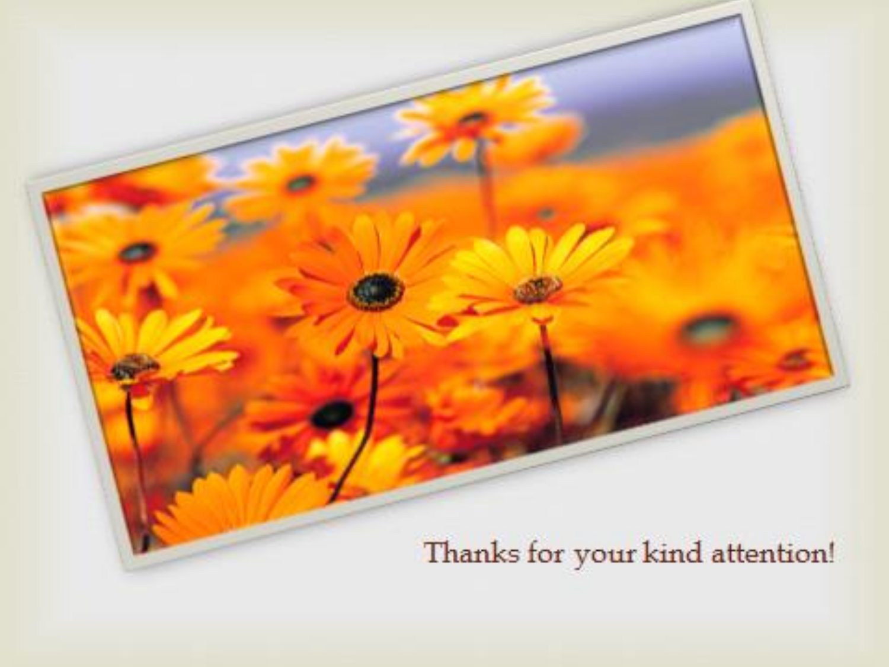Thanks for your kind attention!